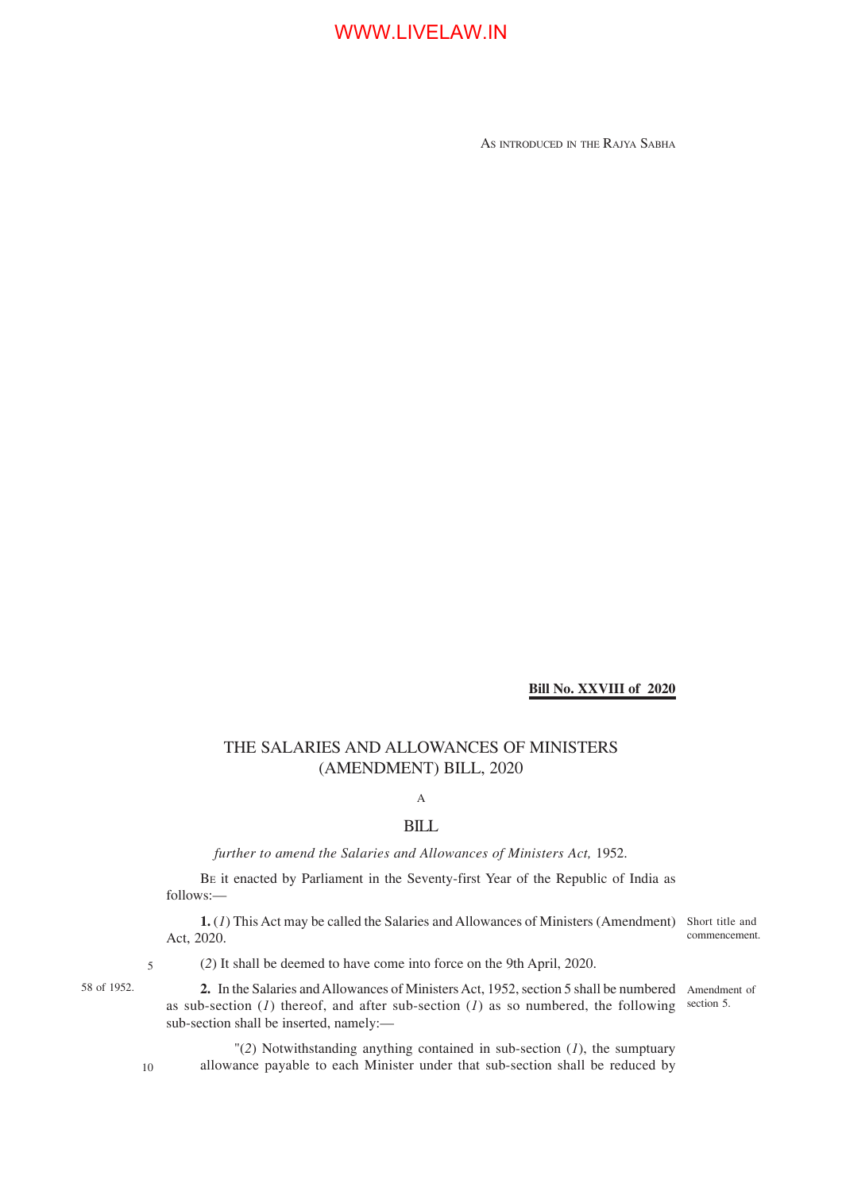As introduced in the Rajya Sabha

**Bill No. XXVIII of 2020**

# THE SALARIES AND ALLOWANCES OF MINISTERS (AMENDMENT) BILL, 2020

A

BILL

*further to amend the Salaries and Allowances of Ministers Act,* 1952.

Be it enacted by Parliament in the Seventy-first Year of the Republic of India as follows:—

Short title and commencement.

**1.** (*1*) This Act may be called the Salaries and Allowances of Ministers (Amendment) Act, 2020.

(*2*) It shall be deemed to have come into force on the 9th April, 2020.

58 of 1952.

Amendment of section 5.

**2.** In the Salaries and Allowances of Ministers Act, 1952, section 5 shall be numbered as sub-section (*1*) thereof, and after sub-section (*1*) as so numbered, the following sub-section shall be inserted, namely:—

"(*2*) Notwithstanding anything contained in sub-section (*1*), the sumptuary allowance payable to each Minister under that sub-section shall be reduced by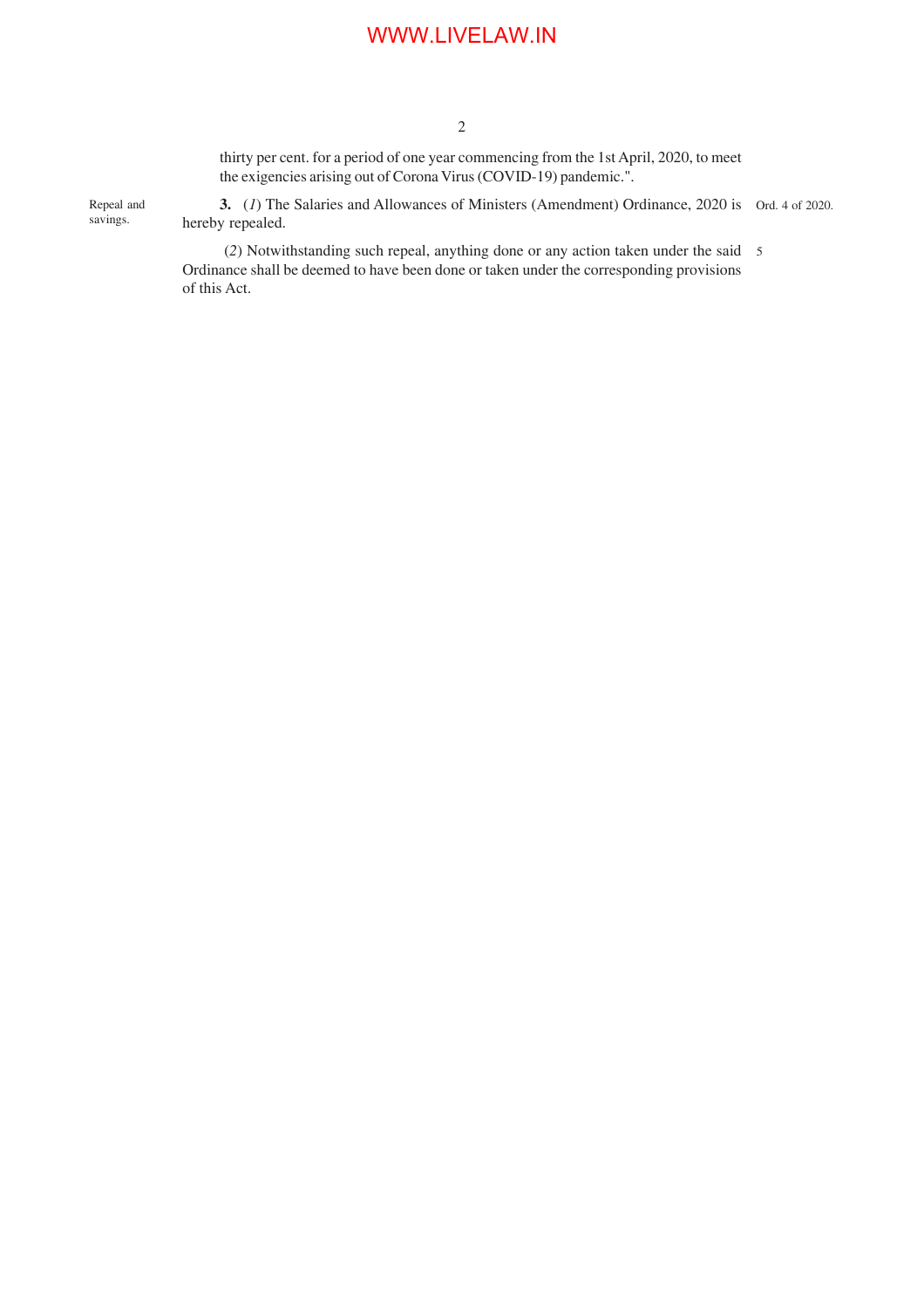thirty per cent. for a period of one year commencing from the 1st April, 2020, to meet the exigencies arising out of Corona Virus (COVID-19) pandemic.".

Repeal and savings.

**3.** (*1*) The Salaries and Allowances of Ministers (Amendment) Ordinance, 2020 is hereby repealed. Ord. 4 of 2020.

(*2*) Notwithstanding such repeal, anything done or any action taken under the said Ordinance shall be deemed to have been done or taken under the corresponding provisions of this Act.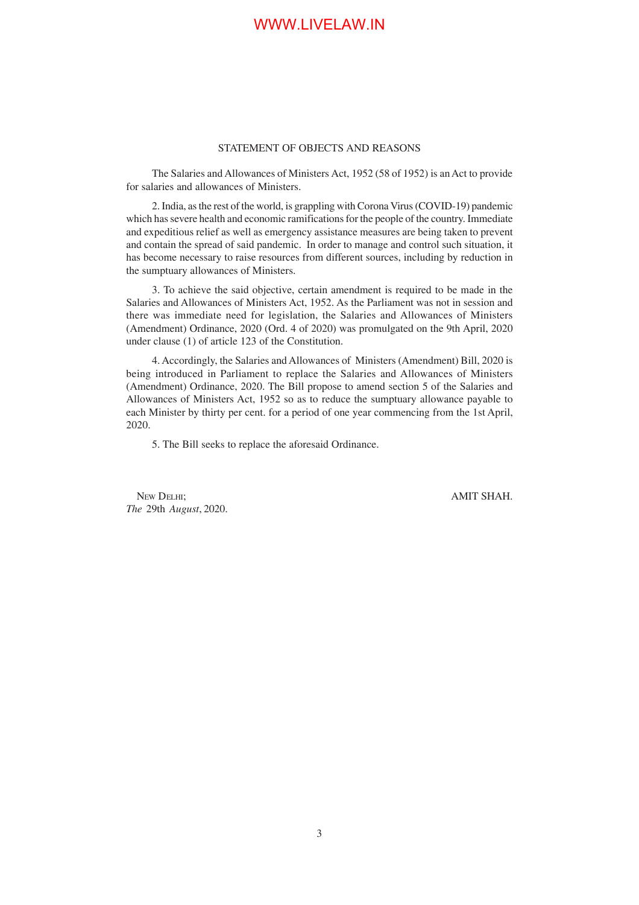## STATEMENT OF OBJECTS AND REASONS

The Salaries and Allowances of Ministers Act, 1952 (58 of 1952) is an Act to provide for salaries and allowances of Ministers.

2. India, as the rest of the world, is grappling with Corona Virus (COVID-19) pandemic which has severe health and economic ramifications for the people of the country. Immediate and expeditious relief as well as emergency assistance measures are being taken to prevent and contain the spread of said pandemic. In order to manage and control such situation, it has become necessary to raise resources from different sources, including by reduction in the sumptuary allowances of Ministers.

3. To achieve the said objective, certain amendment is required to be made in the Salaries and Allowances of Ministers Act, 1952. As the Parliament was not in session and there was immediate need for legislation, the Salaries and Allowances of Ministers (Amendment) Ordinance, 2020 (Ord. 4 of 2020) was promulgated on the 9th April, 2020 under clause (1) of article 123 of the Constitution.

4. Accordingly, the Salaries and Allowances of Ministers (Amendment) Bill, 2020 is being introduced in Parliament to replace the Salaries and Allowances of Ministers (Amendment) Ordinance, 2020. The Bill propose to amend section 5 of the Salaries and Allowances of Ministers Act, 1952 so as to reduce the sumptuary allowance payable to each Minister by thirty per cent. for a period of one year commencing from the 1st April, 2020.

5. The Bill seeks to replace the aforesaid Ordinance.

NEW DELHI;
*The* 29th *August*, 2020.

AMIT SHAH.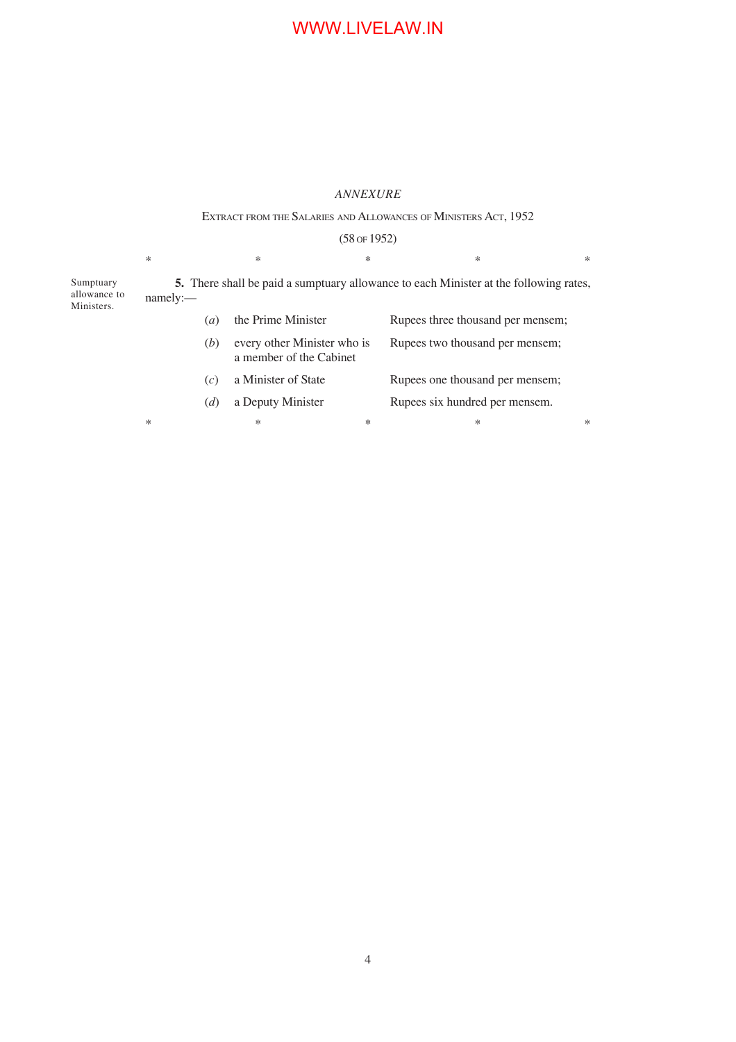*ANNEXURE*

EXTRACT FROM THE SALARIES AND ALLOWANCES OF MINISTERS ACT, 1952

(58 OF 1952)

\* \* \* \* \*

Sumptuary allowance to Ministers.

**5.** There shall be paid a sumptuary allowance to each Minister at the following rates, namely:—

| | | |
|---|---|---|
| (*a*) | the Prime Minister | Rupees three thousand per mensem; |
| (*b*) | every other Minister who is a member of the Cabinet | Rupees two thousand per mensem; |
| (*c*) | a Minister of State | Rupees one thousand per mensem; |
| (*d*) | a Deputy Minister | Rupees six hundred per mensem. |

\* \* \* \* \*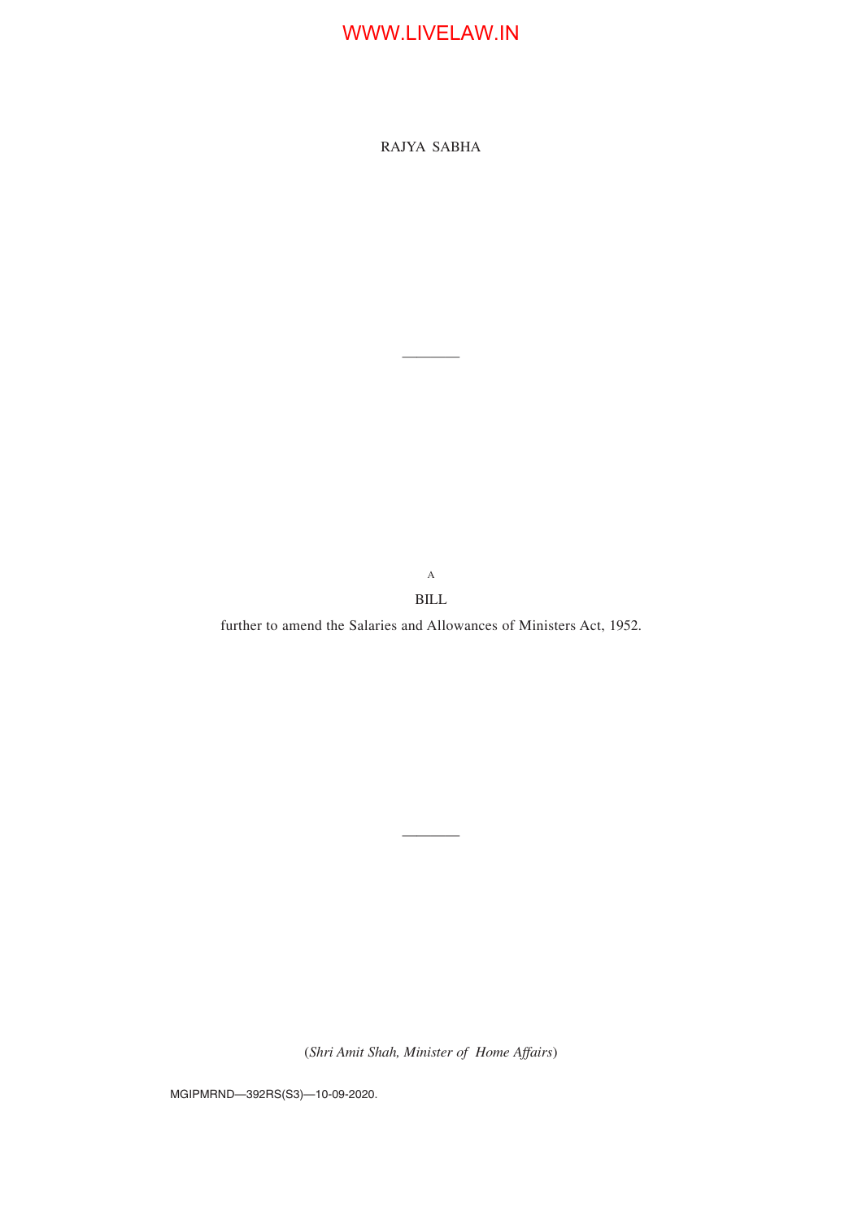RAJYA SABHA

———

A

BILL

further to amend the Salaries and Allowances of Ministers Act, 1952.

———

(*Shri Amit Shah, Minister of Home Affairs*)

MGIPMRND—392RS(S3)—10-09-2020.